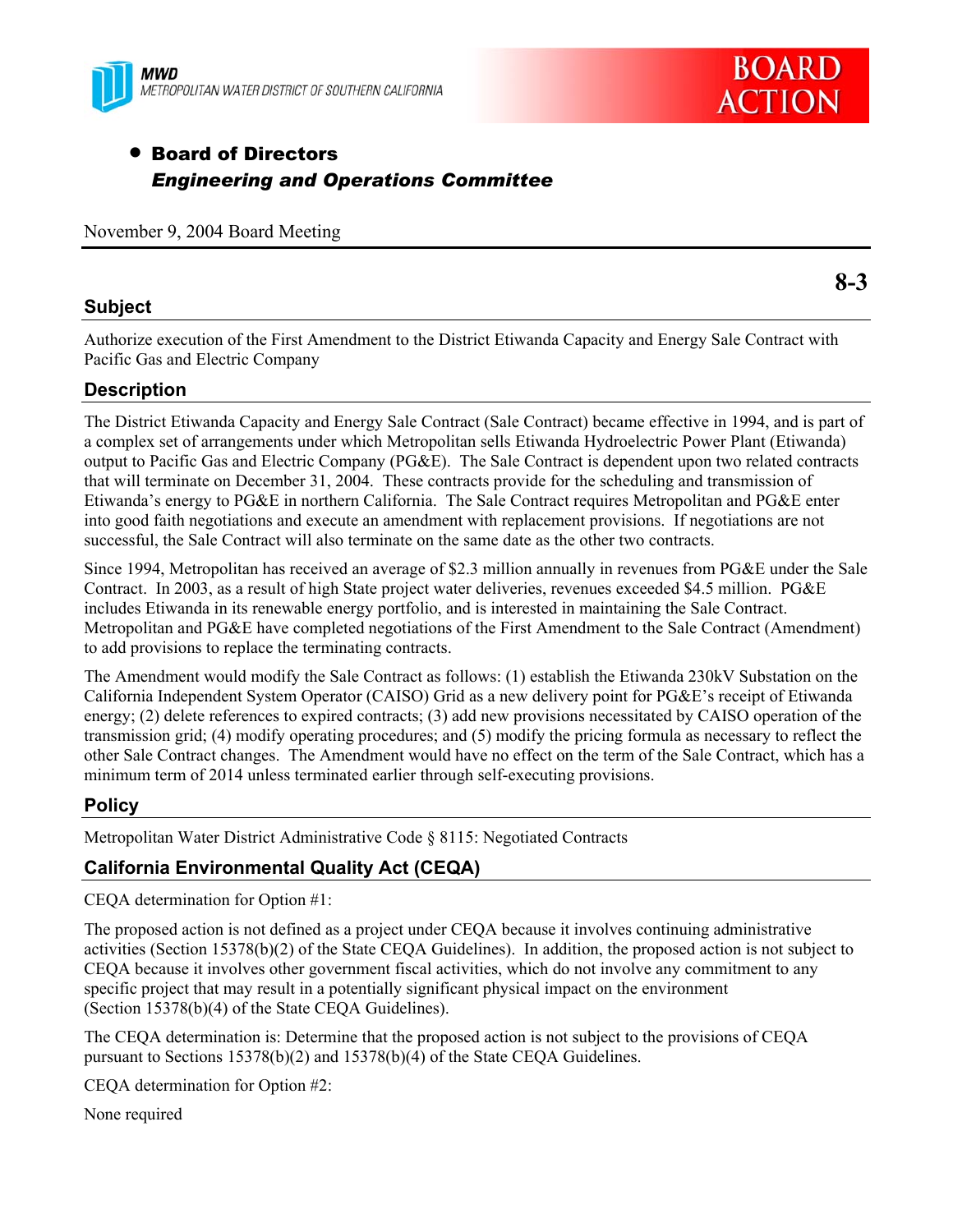MWD
METROPOLITAN WATER DISTRICT OF SOUTHERN CALIFORNIA

BOARD ACTION

- **Board of Directors**
  ***Engineering and Operations Committee***

November 9, 2004 Board Meeting

**8-3**

## Subject

Authorize execution of the First Amendment to the District Etiwanda Capacity and Energy Sale Contract with Pacific Gas and Electric Company

## Description

The District Etiwanda Capacity and Energy Sale Contract (Sale Contract) became effective in 1994, and is part of a complex set of arrangements under which Metropolitan sells Etiwanda Hydroelectric Power Plant (Etiwanda) output to Pacific Gas and Electric Company (PG&E). The Sale Contract is dependent upon two related contracts that will terminate on December 31, 2004. These contracts provide for the scheduling and transmission of Etiwanda's energy to PG&E in northern California. The Sale Contract requires Metropolitan and PG&E enter into good faith negotiations and execute an amendment with replacement provisions. If negotiations are not successful, the Sale Contract will also terminate on the same date as the other two contracts.

Since 1994, Metropolitan has received an average of $2.3 million annually in revenues from PG&E under the Sale Contract. In 2003, as a result of high State project water deliveries, revenues exceeded $4.5 million. PG&E includes Etiwanda in its renewable energy portfolio, and is interested in maintaining the Sale Contract. Metropolitan and PG&E have completed negotiations of the First Amendment to the Sale Contract (Amendment) to add provisions to replace the terminating contracts.

The Amendment would modify the Sale Contract as follows: (1) establish the Etiwanda 230kV Substation on the California Independent System Operator (CAISO) Grid as a new delivery point for PG&E's receipt of Etiwanda energy; (2) delete references to expired contracts; (3) add new provisions necessitated by CAISO operation of the transmission grid; (4) modify operating procedures; and (5) modify the pricing formula as necessary to reflect the other Sale Contract changes. The Amendment would have no effect on the term of the Sale Contract, which has a minimum term of 2014 unless terminated earlier through self-executing provisions.

## Policy

Metropolitan Water District Administrative Code § 8115: Negotiated Contracts

## California Environmental Quality Act (CEQA)

CEQA determination for Option #1:

The proposed action is not defined as a project under CEQA because it involves continuing administrative activities (Section 15378(b)(2) of the State CEQA Guidelines). In addition, the proposed action is not subject to CEQA because it involves other government fiscal activities, which do not involve any commitment to any specific project that may result in a potentially significant physical impact on the environment (Section 15378(b)(4) of the State CEQA Guidelines).

The CEQA determination is: Determine that the proposed action is not subject to the provisions of CEQA pursuant to Sections 15378(b)(2) and 15378(b)(4) of the State CEQA Guidelines.

CEQA determination for Option #2:

None required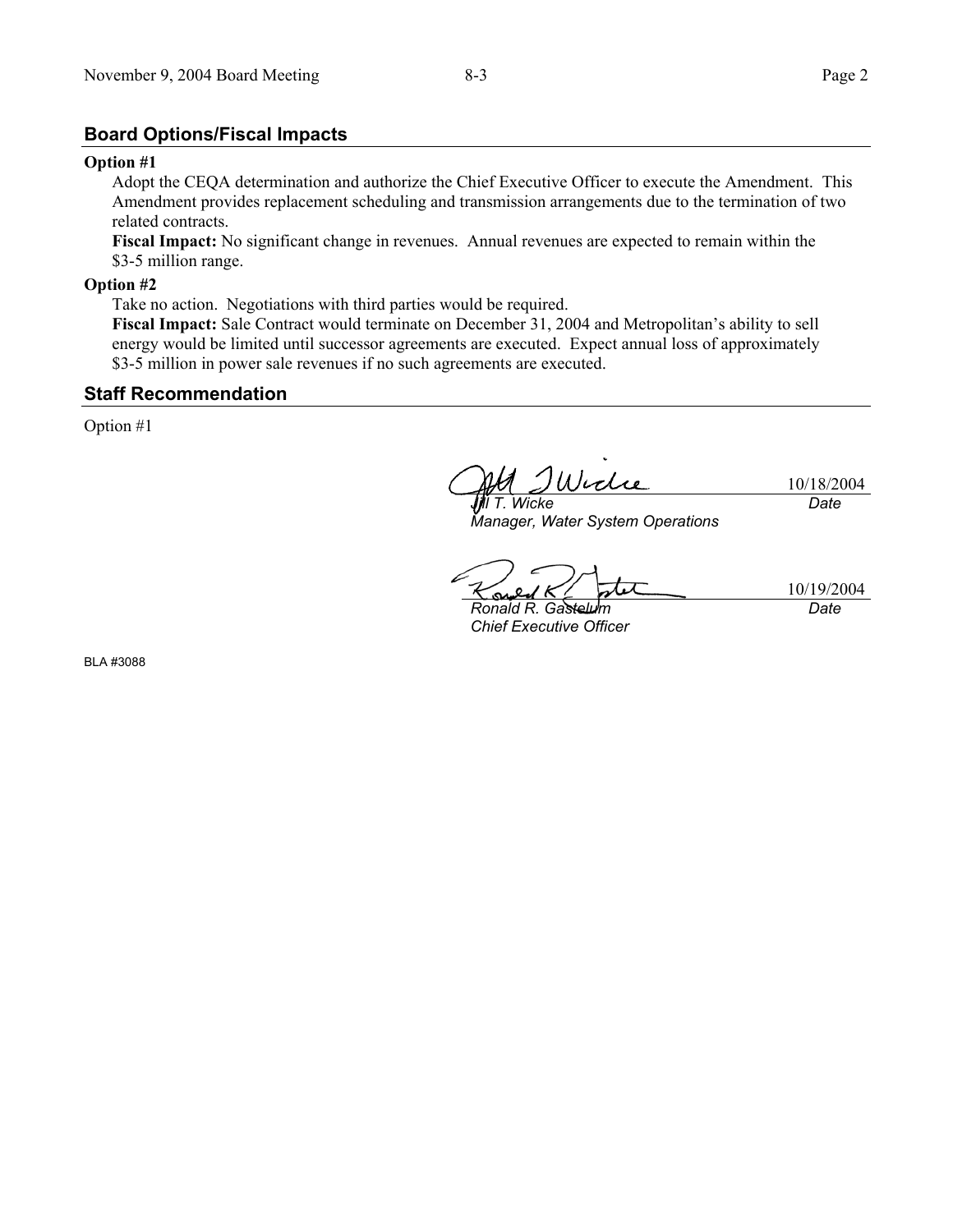## Board Options/Fiscal Impacts

**Option #1**

Adopt the CEQA determination and authorize the Chief Executive Officer to execute the Amendment. This Amendment provides replacement scheduling and transmission arrangements due to the termination of two related contracts.

**Fiscal Impact:** No significant change in revenues. Annual revenues are expected to remain within the $3-5 million range.

**Option #2**

Take no action. Negotiations with third parties would be required.

**Fiscal Impact:** Sale Contract would terminate on December 31, 2004 and Metropolitan's ability to sell energy would be limited until successor agreements are executed. Expect annual loss of approximately $3-5 million in power sale revenues if no such agreements are executed.

## Staff Recommendation

Option #1

10/18/2004

*Jill T. Wicke* — *Date*
*Manager, Water System Operations*

10/19/2004

*Ronald R. Gastelum* — *Date*
*Chief Executive Officer*

BLA #3088